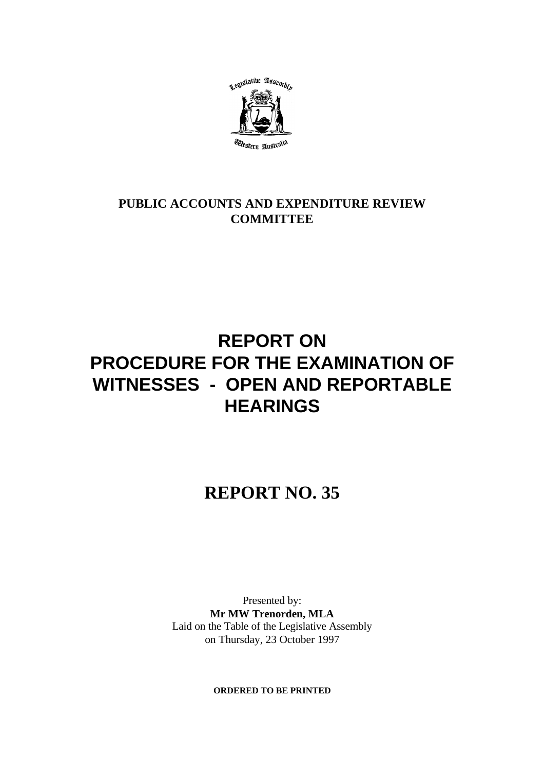Legislative Assembly

Western Australia

**PUBLIC ACCOUNTS AND EXPENDITURE REVIEW COMMITTEE**

# REPORT ON PROCEDURE FOR THE EXAMINATION OF WITNESSES - OPEN AND REPORTABLE HEARINGS

# REPORT NO. 35

Presented by:
**Mr MW Trenorden, MLA**
Laid on the Table of the Legislative Assembly
on Thursday, 23 October 1997

**ORDERED TO BE PRINTED**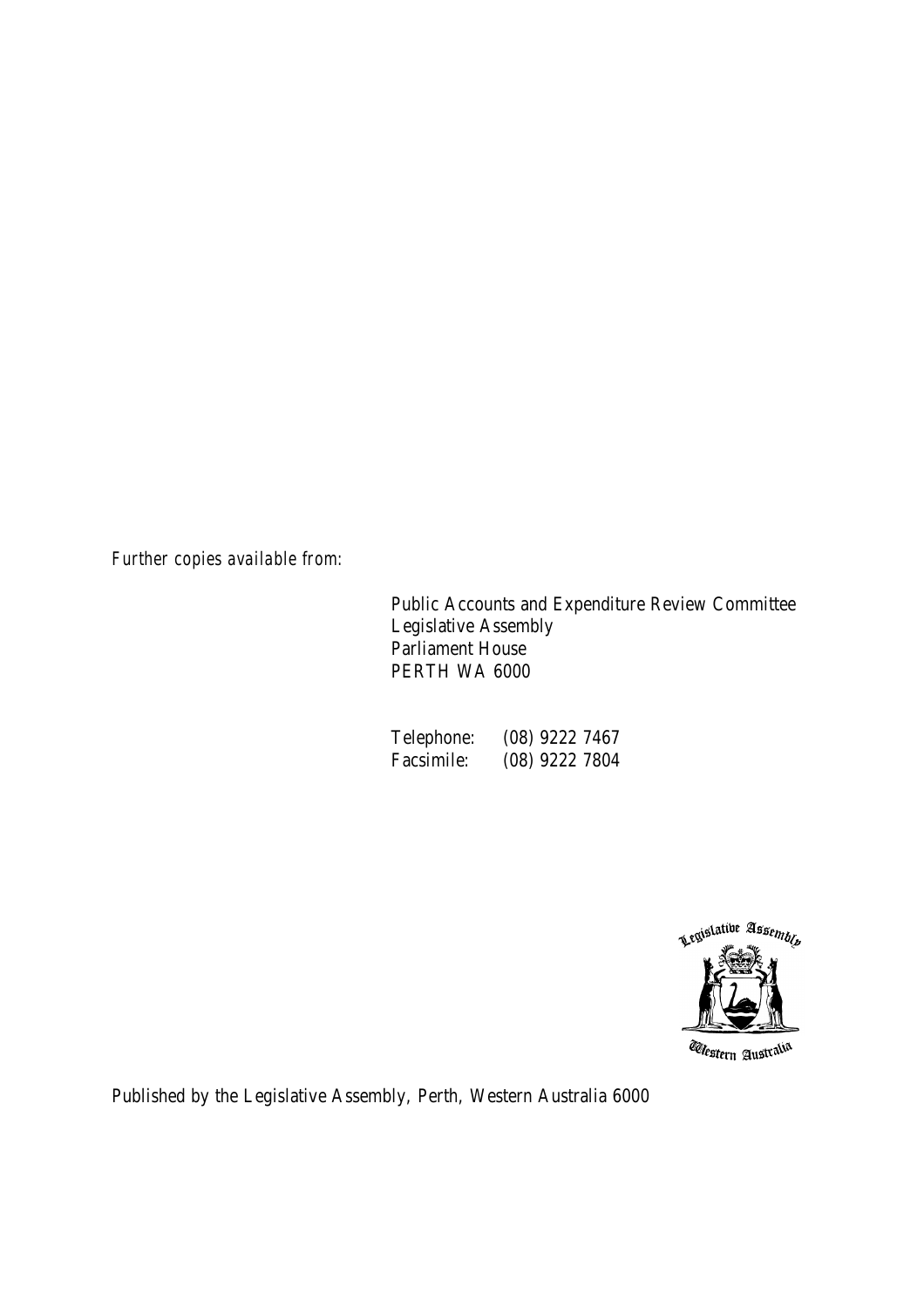*Further copies available from:*

Public Accounts and Expenditure Review Committee
Legislative Assembly
Parliament House
PERTH WA 6000

| | |
|---|---|
| Telephone: | (08) 9222 7467 |
| Facsimile: | (08) 9222 7804 |

Published by the Legislative Assembly, Perth, Western Australia 6000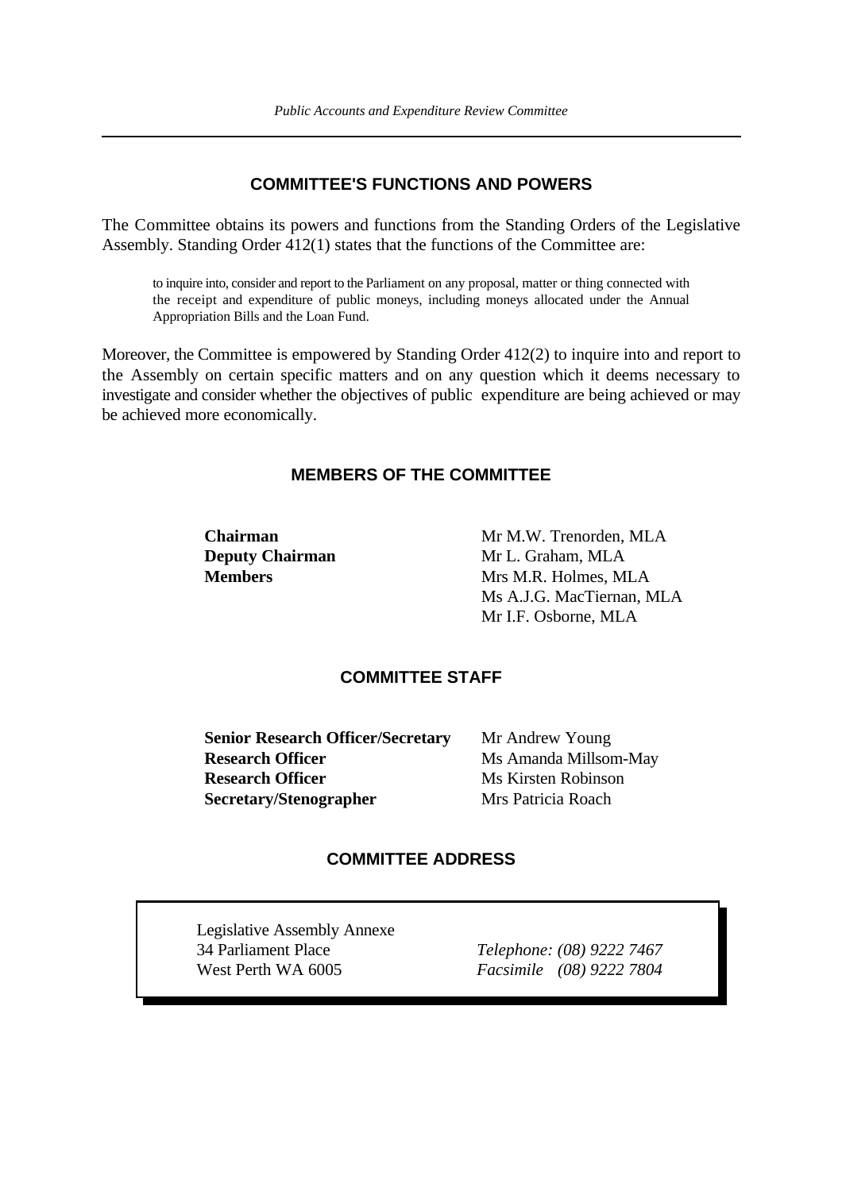## COMMITTEE'S FUNCTIONS AND POWERS

The Committee obtains its powers and functions from the Standing Orders of the Legislative Assembly. Standing Order 412(1) states that the functions of the Committee are:

> to inquire into, consider and report to the Parliament on any proposal, matter or thing connected with the receipt and expenditure of public moneys, including moneys allocated under the Annual Appropriation Bills and the Loan Fund.

Moreover, the Committee is empowered by Standing Order 412(2) to inquire into and report to the Assembly on certain specific matters and on any question which it deems necessary to investigate and consider whether the objectives of public expenditure are being achieved or may be achieved more economically.

## MEMBERS OF THE COMMITTEE

**Chairman** Mr M.W. Trenorden, MLA
**Deputy Chairman** Mr L. Graham, MLA
**Members** Mrs M.R. Holmes, MLA
Ms A.J.G. MacTiernan, MLA
Mr I.F. Osborne, MLA

## COMMITTEE STAFF

**Senior Research Officer/Secretary** Mr Andrew Young
**Research Officer** Ms Amanda Millsom-May
**Research Officer** Ms Kirsten Robinson
**Secretary/Stenographer** Mrs Patricia Roach

## COMMITTEE ADDRESS

Legislative Assembly Annexe
34 Parliament Place
West Perth WA 6005

*Telephone: (08) 9222 7467*
*Facsimile (08) 9222 7804*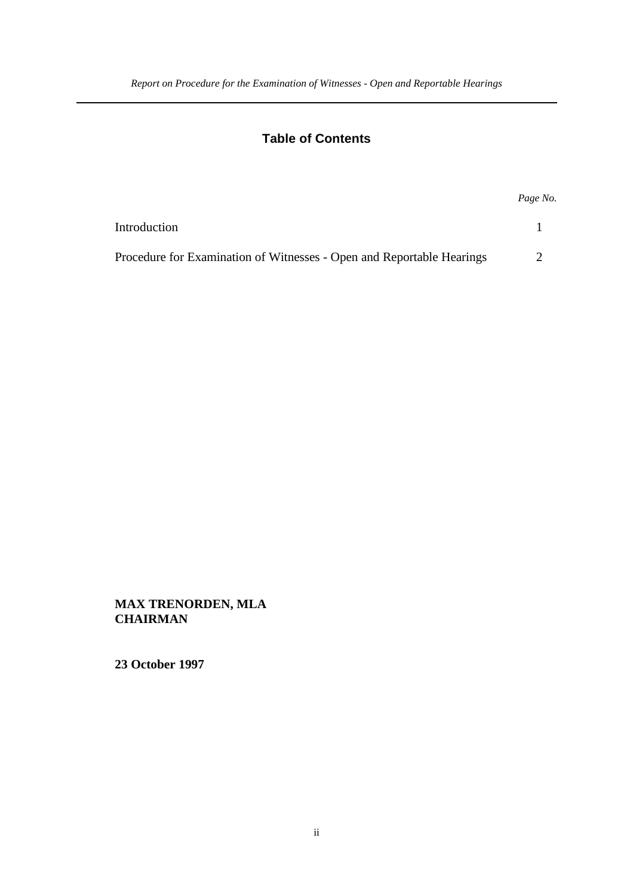## Table of Contents

| | Page No. |
|---|---|
| Introduction | 1 |
| Procedure for Examination of Witnesses - Open and Reportable Hearings | 2 |

**MAX TRENORDEN, MLA**
**CHAIRMAN**

**23 October 1997**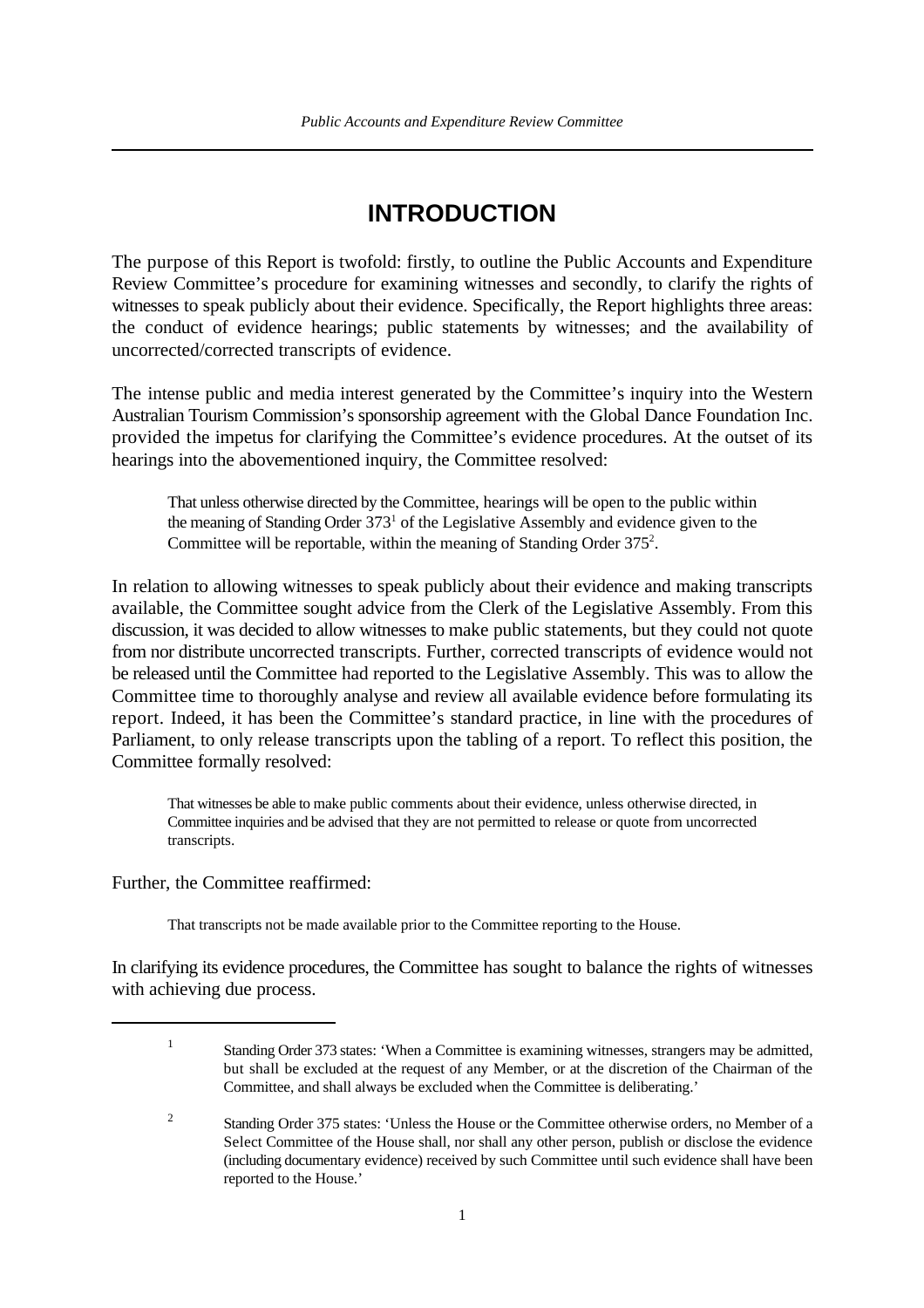# INTRODUCTION

The purpose of this Report is twofold: firstly, to outline the Public Accounts and Expenditure Review Committee's procedure for examining witnesses and secondly, to clarify the rights of witnesses to speak publicly about their evidence. Specifically, the Report highlights three areas: the conduct of evidence hearings; public statements by witnesses; and the availability of uncorrected/corrected transcripts of evidence.

The intense public and media interest generated by the Committee's inquiry into the Western Australian Tourism Commission's sponsorship agreement with the Global Dance Foundation Inc. provided the impetus for clarifying the Committee's evidence procedures. At the outset of its hearings into the abovementioned inquiry, the Committee resolved:

> That unless otherwise directed by the Committee, hearings will be open to the public within the meaning of Standing Order 373[1] of the Legislative Assembly and evidence given to the Committee will be reportable, within the meaning of Standing Order 375[2].

In relation to allowing witnesses to speak publicly about their evidence and making transcripts available, the Committee sought advice from the Clerk of the Legislative Assembly. From this discussion, it was decided to allow witnesses to make public statements, but they could not quote from nor distribute uncorrected transcripts. Further, corrected transcripts of evidence would not be released until the Committee had reported to the Legislative Assembly. This was to allow the Committee time to thoroughly analyse and review all available evidence before formulating its report. Indeed, it has been the Committee's standard practice, in line with the procedures of Parliament, to only release transcripts upon the tabling of a report. To reflect this position, the Committee formally resolved:

> That witnesses be able to make public comments about their evidence, unless otherwise directed, in Committee inquiries and be advised that they are not permitted to release or quote from uncorrected transcripts.

Further, the Committee reaffirmed:

> That transcripts not be made available prior to the Committee reporting to the House.

In clarifying its evidence procedures, the Committee has sought to balance the rights of witnesses with achieving due process.

---

[1] Standing Order 373 states: 'When a Committee is examining witnesses, strangers may be admitted, but shall be excluded at the request of any Member, or at the discretion of the Chairman of the Committee, and shall always be excluded when the Committee is deliberating.'

[2] Standing Order 375 states: 'Unless the House or the Committee otherwise orders, no Member of a Select Committee of the House shall, nor shall any other person, publish or disclose the evidence (including documentary evidence) received by such Committee until such evidence shall have been reported to the House.'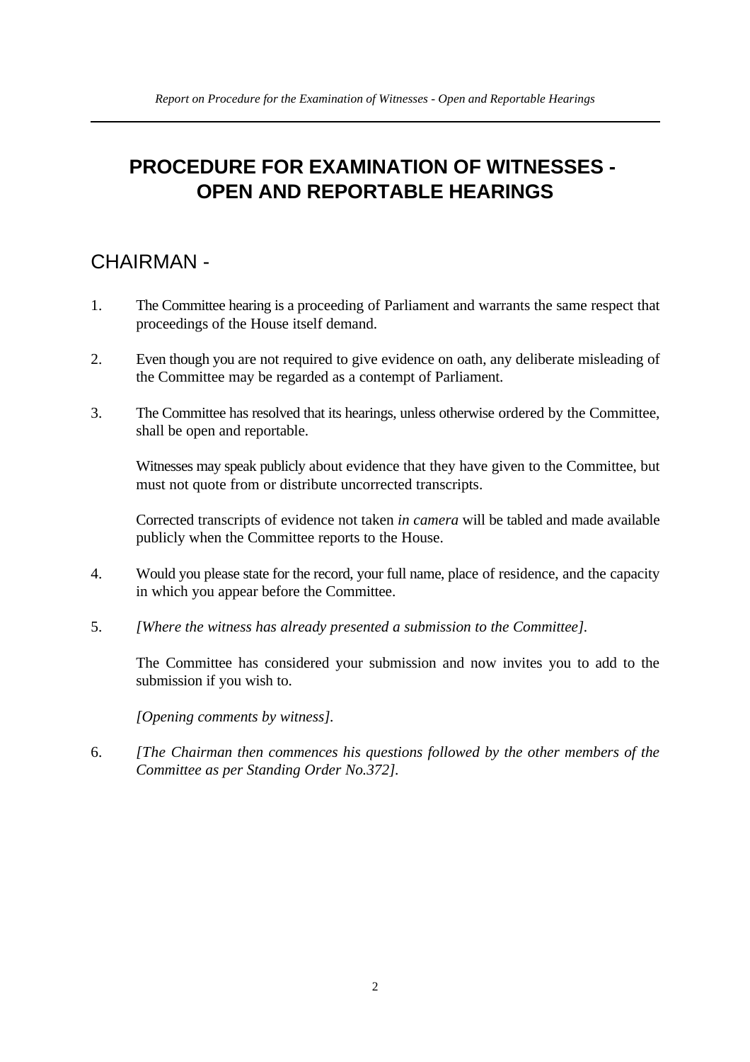# PROCEDURE FOR EXAMINATION OF WITNESSES - OPEN AND REPORTABLE HEARINGS

## CHAIRMAN -

1. The Committee hearing is a proceeding of Parliament and warrants the same respect that proceedings of the House itself demand.

2. Even though you are not required to give evidence on oath, any deliberate misleading of the Committee may be regarded as a contempt of Parliament.

3. The Committee has resolved that its hearings, unless otherwise ordered by the Committee, shall be open and reportable.

   Witnesses may speak publicly about evidence that they have given to the Committee, but must not quote from or distribute uncorrected transcripts.

   Corrected transcripts of evidence not taken *in camera* will be tabled and made available publicly when the Committee reports to the House.

4. Would you please state for the record, your full name, place of residence, and the capacity in which you appear before the Committee.

5. *[Where the witness has already presented a submission to the Committee].*

   The Committee has considered your submission and now invites you to add to the submission if you wish to.

   *[Opening comments by witness].*

6. *[The Chairman then commences his questions followed by the other members of the Committee as per Standing Order No.372].*